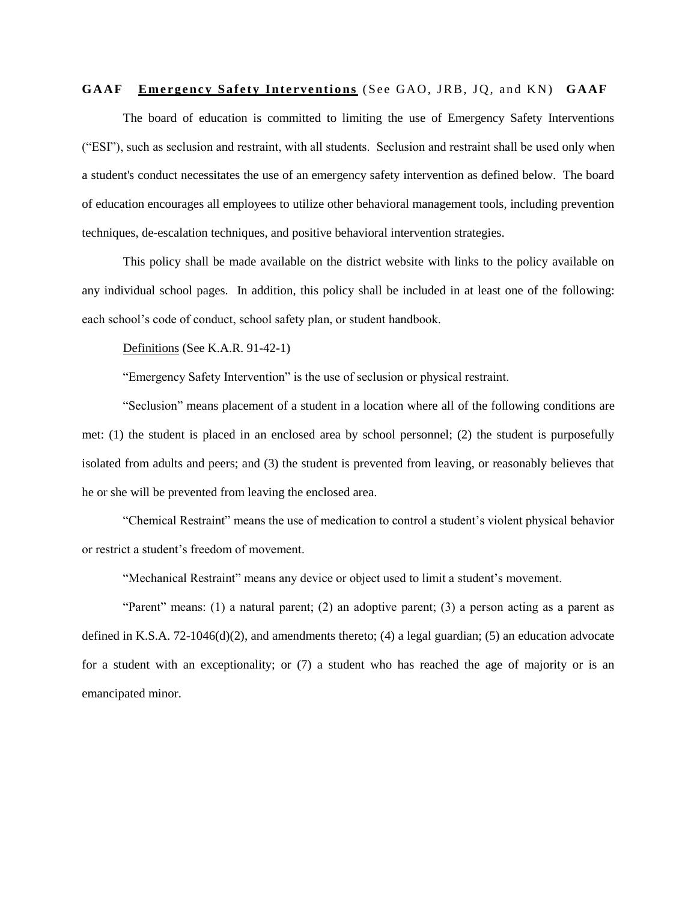**GAAF** **<u>Emergency Safety Interventions</u>** (See GAO, JRB, JQ, and KN) **GAAF**

The board of education is committed to limiting the use of Emergency Safety Interventions ("ESI"), such as seclusion and restraint, with all students. Seclusion and restraint shall be used only when a student's conduct necessitates the use of an emergency safety intervention as defined below. The board of education encourages all employees to utilize other behavioral management tools, including prevention techniques, de-escalation techniques, and positive behavioral intervention strategies.

This policy shall be made available on the district website with links to the policy available on any individual school pages. In addition, this policy shall be included in at least one of the following: each school's code of conduct, school safety plan, or student handbook.

<u>Definitions</u> (See K.A.R. 91-42-1)

"Emergency Safety Intervention" is the use of seclusion or physical restraint.

"Seclusion" means placement of a student in a location where all of the following conditions are met: (1) the student is placed in an enclosed area by school personnel; (2) the student is purposefully isolated from adults and peers; and (3) the student is prevented from leaving, or reasonably believes that he or she will be prevented from leaving the enclosed area.

"Chemical Restraint" means the use of medication to control a student's violent physical behavior or restrict a student's freedom of movement.

"Mechanical Restraint" means any device or object used to limit a student's movement.

"Parent" means: (1) a natural parent; (2) an adoptive parent; (3) a person acting as a parent as defined in K.S.A. 72-1046(d)(2), and amendments thereto; (4) a legal guardian; (5) an education advocate for a student with an exceptionality; or (7) a student who has reached the age of majority or is an emancipated minor.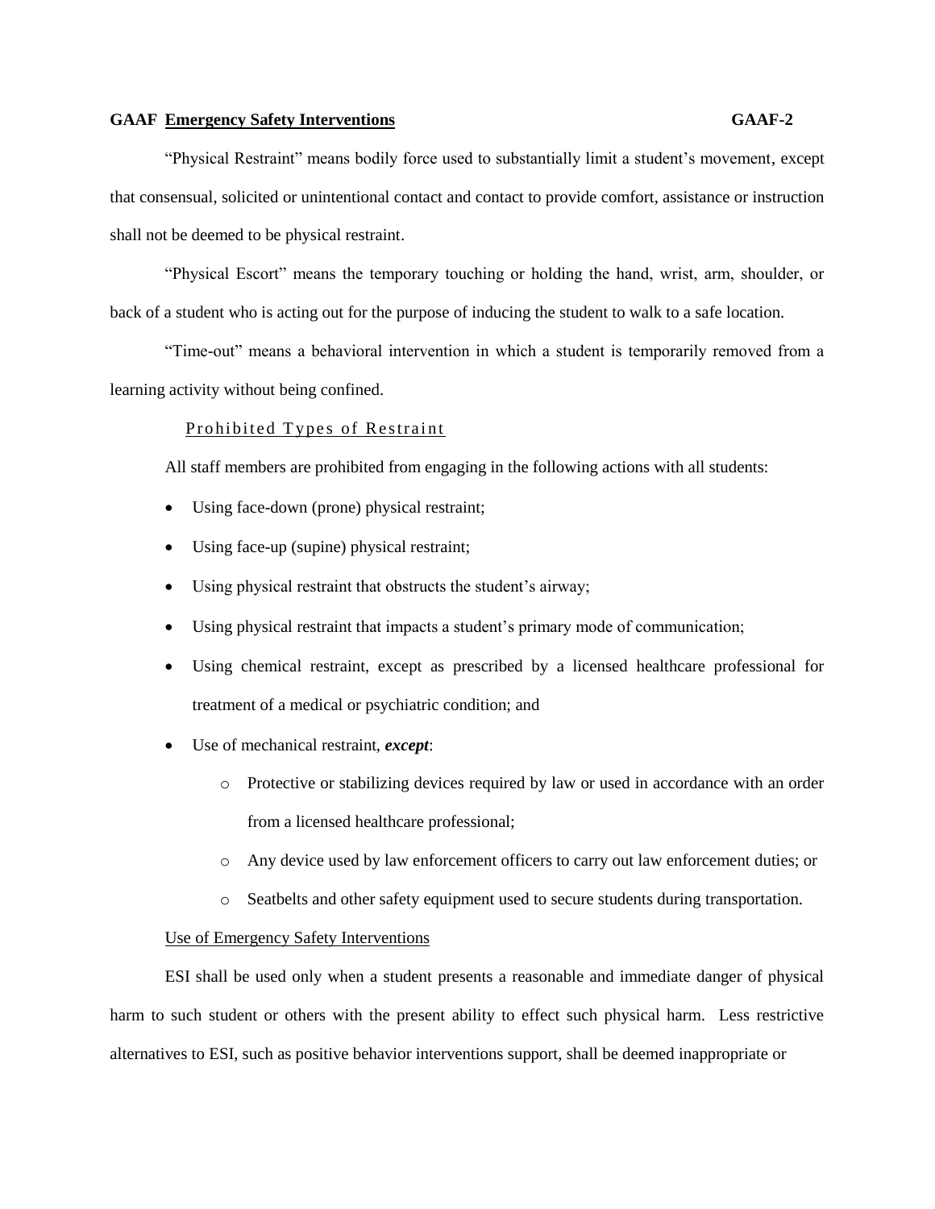"Physical Restraint" means bodily force used to substantially limit a student's movement, except that consensual, solicited or unintentional contact and contact to provide comfort, assistance or instruction shall not be deemed to be physical restraint.

"Physical Escort" means the temporary touching or holding the hand, wrist, arm, shoulder, or back of a student who is acting out for the purpose of inducing the student to walk to a safe location.

"Time-out" means a behavioral intervention in which a student is temporarily removed from a learning activity without being confined.

### Prohibited Types of Restraint

All staff members are prohibited from engaging in the following actions with all students:

- Using face-down (prone) physical restraint;
- Using face-up (supine) physical restraint;
- Using physical restraint that obstructs the student's airway;
- Using physical restraint that impacts a student's primary mode of communication;
- Using chemical restraint, except as prescribed by a licensed healthcare professional for treatment of a medical or psychiatric condition; and
- Use of mechanical restraint, ***except***:
  - Protective or stabilizing devices required by law or used in accordance with an order from a licensed healthcare professional;
  - Any device used by law enforcement officers to carry out law enforcement duties; or
  - Seatbelts and other safety equipment used to secure students during transportation.

### Use of Emergency Safety Interventions

ESI shall be used only when a student presents a reasonable and immediate danger of physical harm to such student or others with the present ability to effect such physical harm. Less restrictive alternatives to ESI, such as positive behavior interventions support, shall be deemed inappropriate or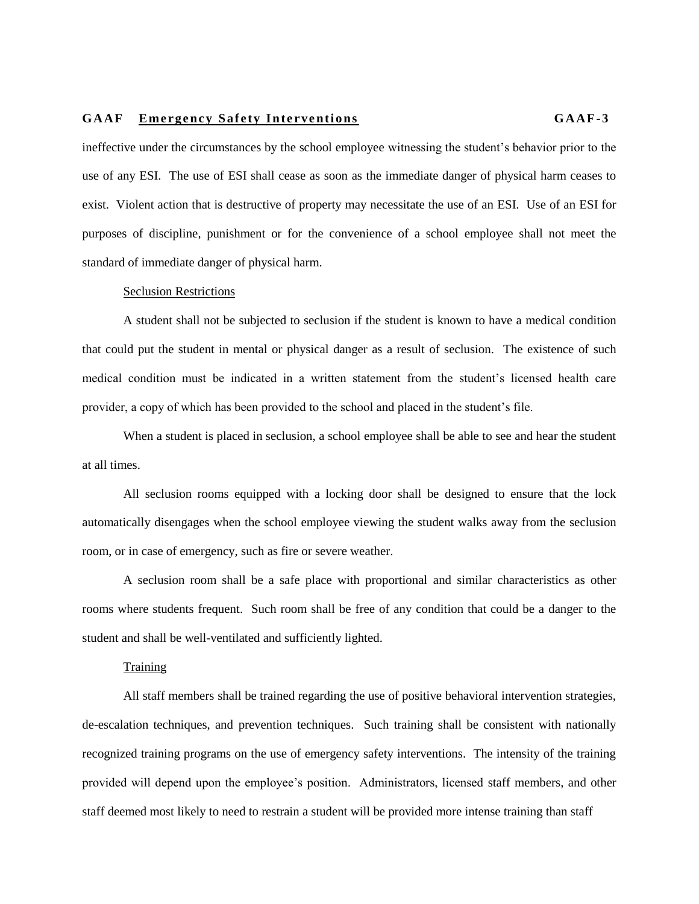ineffective under the circumstances by the school employee witnessing the student's behavior prior to the use of any ESI. The use of ESI shall cease as soon as the immediate danger of physical harm ceases to exist. Violent action that is destructive of property may necessitate the use of an ESI. Use of an ESI for purposes of discipline, punishment or for the convenience of a school employee shall not meet the standard of immediate danger of physical harm.

Seclusion Restrictions

A student shall not be subjected to seclusion if the student is known to have a medical condition that could put the student in mental or physical danger as a result of seclusion. The existence of such medical condition must be indicated in a written statement from the student's licensed health care provider, a copy of which has been provided to the school and placed in the student's file.

When a student is placed in seclusion, a school employee shall be able to see and hear the student at all times.

All seclusion rooms equipped with a locking door shall be designed to ensure that the lock automatically disengages when the school employee viewing the student walks away from the seclusion room, or in case of emergency, such as fire or severe weather.

A seclusion room shall be a safe place with proportional and similar characteristics as other rooms where students frequent. Such room shall be free of any condition that could be a danger to the student and shall be well-ventilated and sufficiently lighted.

Training

All staff members shall be trained regarding the use of positive behavioral intervention strategies, de-escalation techniques, and prevention techniques. Such training shall be consistent with nationally recognized training programs on the use of emergency safety interventions. The intensity of the training provided will depend upon the employee's position. Administrators, licensed staff members, and other staff deemed most likely to need to restrain a student will be provided more intense training than staff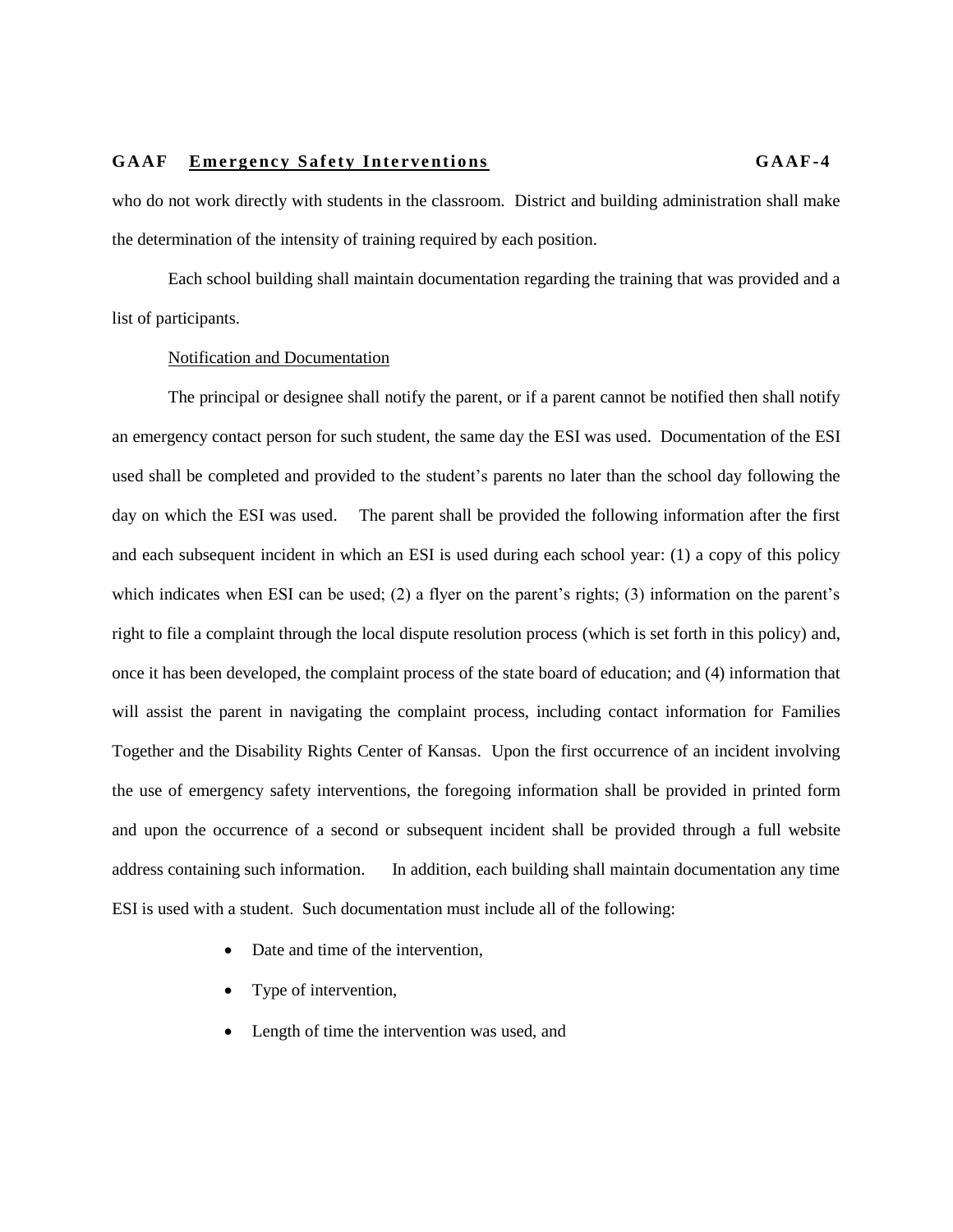who do not work directly with students in the classroom. District and building administration shall make the determination of the intensity of training required by each position.

Each school building shall maintain documentation regarding the training that was provided and a list of participants.

Notification and Documentation

The principal or designee shall notify the parent, or if a parent cannot be notified then shall notify an emergency contact person for such student, the same day the ESI was used. Documentation of the ESI used shall be completed and provided to the student's parents no later than the school day following the day on which the ESI was used. The parent shall be provided the following information after the first and each subsequent incident in which an ESI is used during each school year: (1) a copy of this policy which indicates when ESI can be used; (2) a flyer on the parent's rights; (3) information on the parent's right to file a complaint through the local dispute resolution process (which is set forth in this policy) and, once it has been developed, the complaint process of the state board of education; and (4) information that will assist the parent in navigating the complaint process, including contact information for Families Together and the Disability Rights Center of Kansas. Upon the first occurrence of an incident involving the use of emergency safety interventions, the foregoing information shall be provided in printed form and upon the occurrence of a second or subsequent incident shall be provided through a full website address containing such information. In addition, each building shall maintain documentation any time ESI is used with a student. Such documentation must include all of the following:

- Date and time of the intervention,
- Type of intervention,
- Length of time the intervention was used, and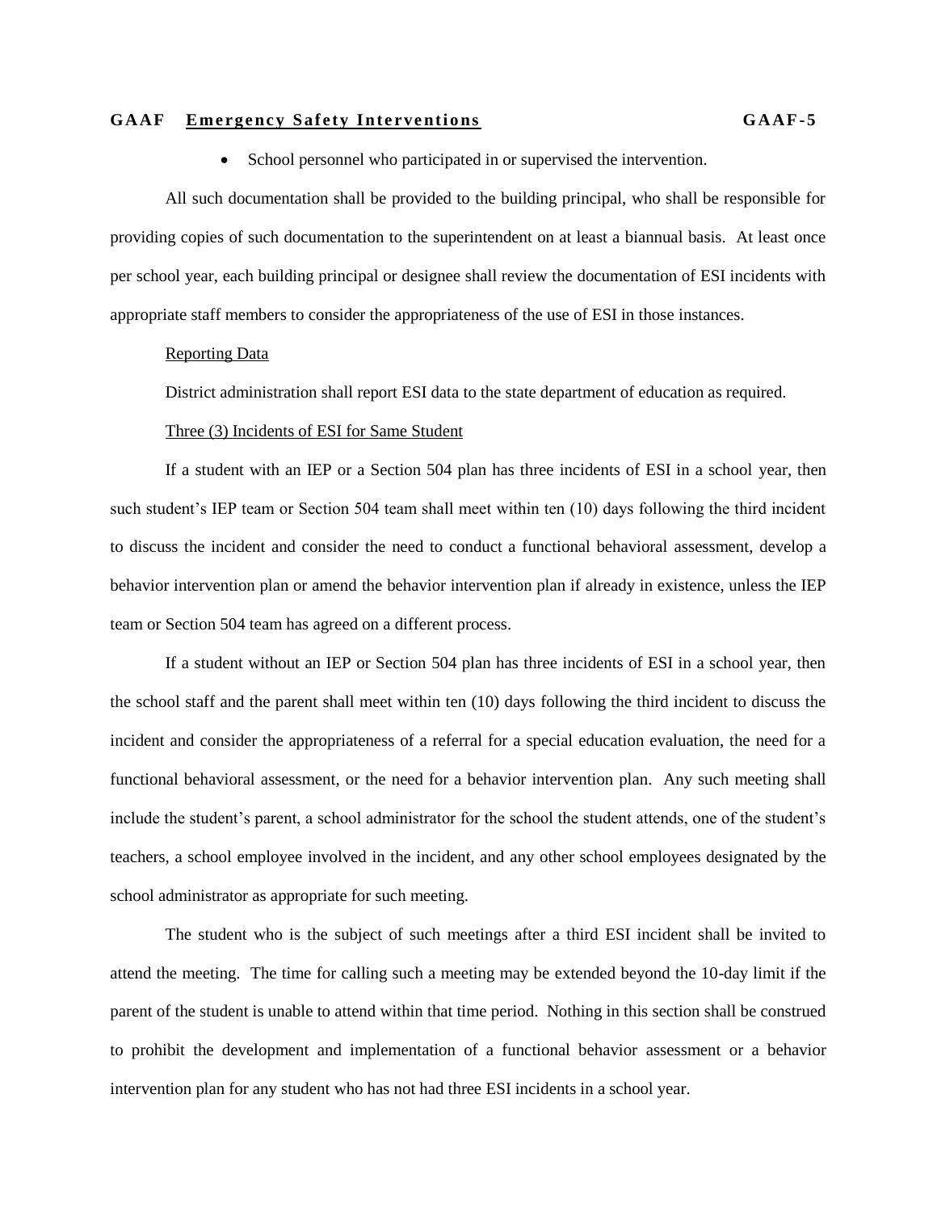- School personnel who participated in or supervised the intervention.

All such documentation shall be provided to the building principal, who shall be responsible for providing copies of such documentation to the superintendent on at least a biannual basis. At least once per school year, each building principal or designee shall review the documentation of ESI incidents with appropriate staff members to consider the appropriateness of the use of ESI in those instances.

Reporting Data

District administration shall report ESI data to the state department of education as required.

Three (3) Incidents of ESI for Same Student

If a student with an IEP or a Section 504 plan has three incidents of ESI in a school year, then such student's IEP team or Section 504 team shall meet within ten (10) days following the third incident to discuss the incident and consider the need to conduct a functional behavioral assessment, develop a behavior intervention plan or amend the behavior intervention plan if already in existence, unless the IEP team or Section 504 team has agreed on a different process.

If a student without an IEP or Section 504 plan has three incidents of ESI in a school year, then the school staff and the parent shall meet within ten (10) days following the third incident to discuss the incident and consider the appropriateness of a referral for a special education evaluation, the need for a functional behavioral assessment, or the need for a behavior intervention plan. Any such meeting shall include the student's parent, a school administrator for the school the student attends, one of the student's teachers, a school employee involved in the incident, and any other school employees designated by the school administrator as appropriate for such meeting.

The student who is the subject of such meetings after a third ESI incident shall be invited to attend the meeting. The time for calling such a meeting may be extended beyond the 10-day limit if the parent of the student is unable to attend within that time period. Nothing in this section shall be construed to prohibit the development and implementation of a functional behavior assessment or a behavior intervention plan for any student who has not had three ESI incidents in a school year.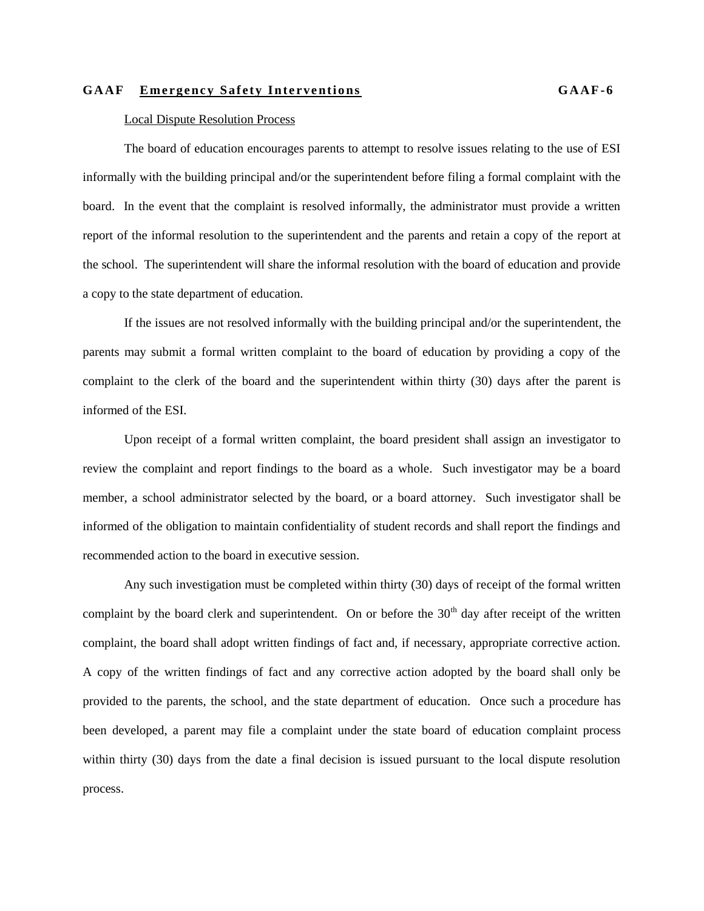Local Dispute Resolution Process

The board of education encourages parents to attempt to resolve issues relating to the use of ESI informally with the building principal and/or the superintendent before filing a formal complaint with the board. In the event that the complaint is resolved informally, the administrator must provide a written report of the informal resolution to the superintendent and the parents and retain a copy of the report at the school. The superintendent will share the informal resolution with the board of education and provide a copy to the state department of education.

If the issues are not resolved informally with the building principal and/or the superintendent, the parents may submit a formal written complaint to the board of education by providing a copy of the complaint to the clerk of the board and the superintendent within thirty (30) days after the parent is informed of the ESI.

Upon receipt of a formal written complaint, the board president shall assign an investigator to review the complaint and report findings to the board as a whole. Such investigator may be a board member, a school administrator selected by the board, or a board attorney. Such investigator shall be informed of the obligation to maintain confidentiality of student records and shall report the findings and recommended action to the board in executive session.

Any such investigation must be completed within thirty (30) days of receipt of the formal written complaint by the board clerk and superintendent. On or before the 30th day after receipt of the written complaint, the board shall adopt written findings of fact and, if necessary, appropriate corrective action. A copy of the written findings of fact and any corrective action adopted by the board shall only be provided to the parents, the school, and the state department of education. Once such a procedure has been developed, a parent may file a complaint under the state board of education complaint process within thirty (30) days from the date a final decision is issued pursuant to the local dispute resolution process.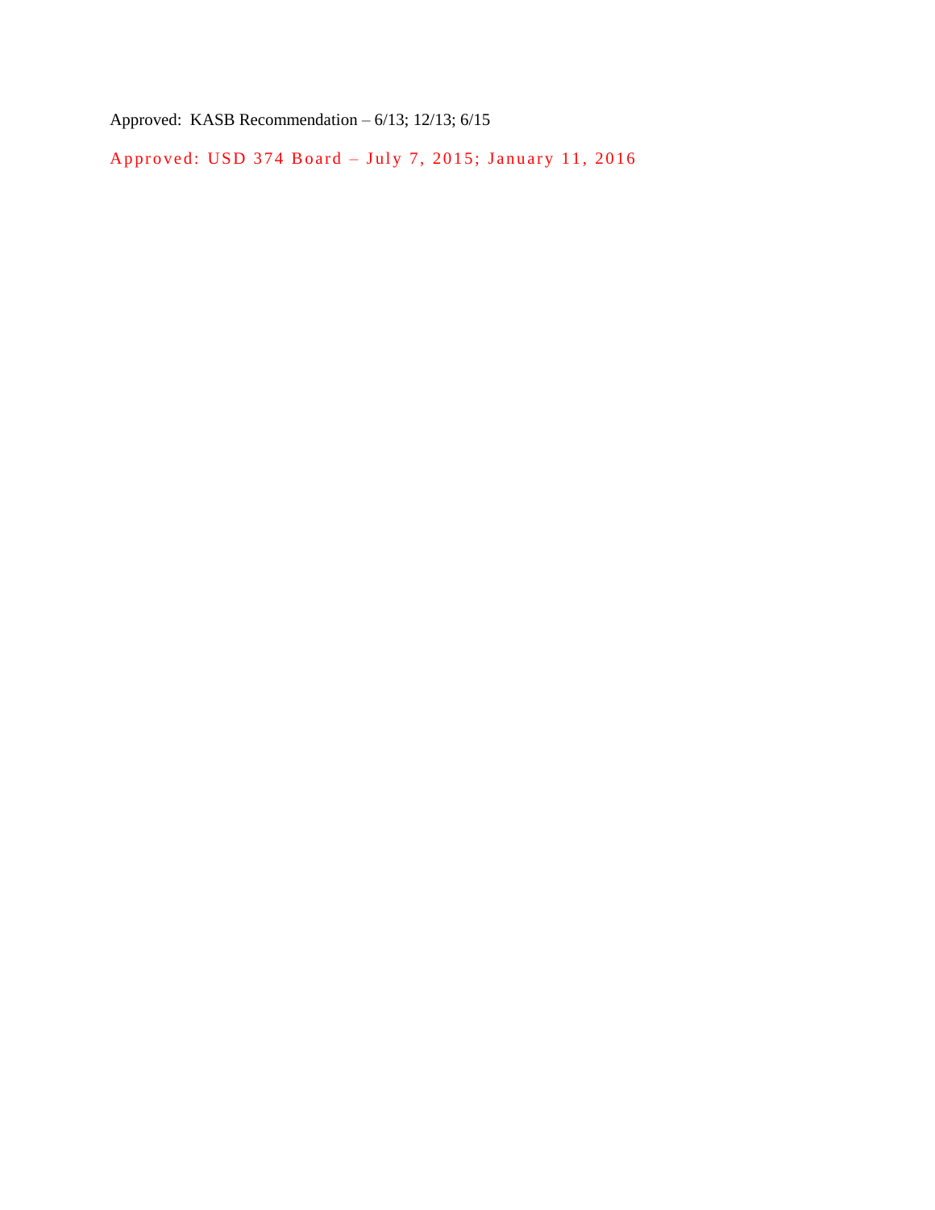Approved: KASB Recommendation – 6/13; 12/13; 6/15

Approved: USD 374 Board – July 7, 2015; January 11, 2016